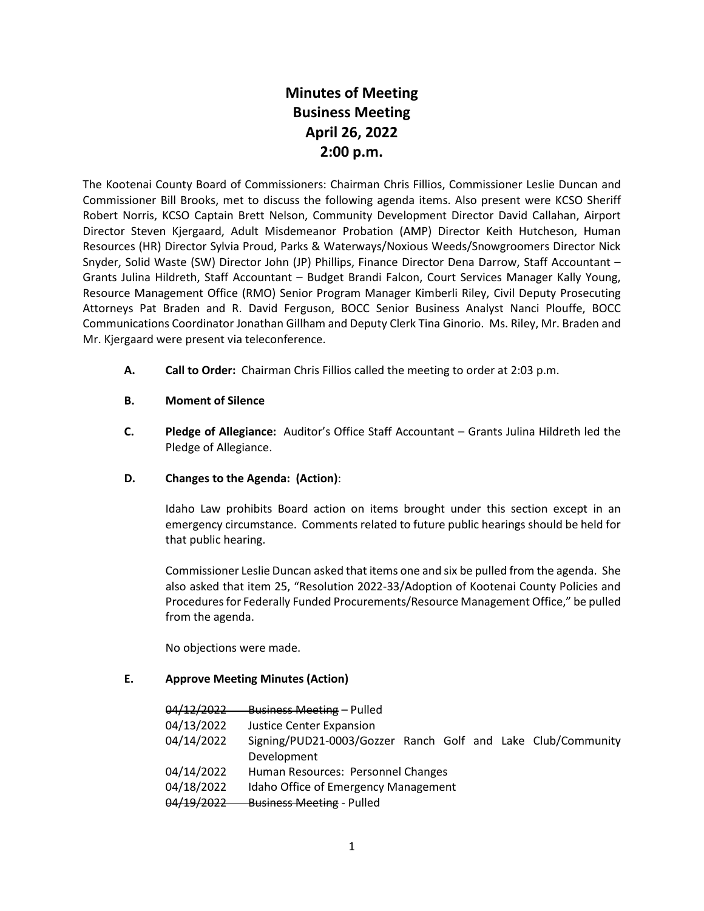# Minutes of Meeting
# Business Meeting
# April 26, 2022
# 2:00 p.m.

The Kootenai County Board of Commissioners: Chairman Chris Fillios, Commissioner Leslie Duncan and Commissioner Bill Brooks, met to discuss the following agenda items. Also present were KCSO Sheriff Robert Norris, KCSO Captain Brett Nelson, Community Development Director David Callahan, Airport Director Steven Kjergaard, Adult Misdemeanor Probation (AMP) Director Keith Hutcheson, Human Resources (HR) Director Sylvia Proud, Parks & Waterways/Noxious Weeds/Snowgroomers Director Nick Snyder, Solid Waste (SW) Director John (JP) Phillips, Finance Director Dena Darrow, Staff Accountant – Grants Julina Hildreth, Staff Accountant – Budget Brandi Falcon, Court Services Manager Kally Young, Resource Management Office (RMO) Senior Program Manager Kimberli Riley, Civil Deputy Prosecuting Attorneys Pat Braden and R. David Ferguson, BOCC Senior Business Analyst Nanci Plouffe, BOCC Communications Coordinator Jonathan Gillham and Deputy Clerk Tina Ginorio. Ms. Riley, Mr. Braden and Mr. Kjergaard were present via teleconference.

**A. Call to Order:** Chairman Chris Fillios called the meeting to order at 2:03 p.m.

**B. Moment of Silence**

**C. Pledge of Allegiance:** Auditor's Office Staff Accountant – Grants Julina Hildreth led the Pledge of Allegiance.

**D. Changes to the Agenda: (Action)**:

Idaho Law prohibits Board action on items brought under this section except in an emergency circumstance. Comments related to future public hearings should be held for that public hearing.

Commissioner Leslie Duncan asked that items one and six be pulled from the agenda. She also asked that item 25, "Resolution 2022-33/Adoption of Kootenai County Policies and Procedures for Federally Funded Procurements/Resource Management Office," be pulled from the agenda.

No objections were made.

**E. Approve Meeting Minutes (Action)**

| | |
|---|---|
| ~~04/12/2022~~ | ~~Business Meeting~~ – Pulled |
| 04/13/2022 | Justice Center Expansion |
| 04/14/2022 | Signing/PUD21-0003/Gozzer Ranch Golf and Lake Club/Community Development |
| 04/14/2022 | Human Resources: Personnel Changes |
| 04/18/2022 | Idaho Office of Emergency Management |
| ~~04/19/2022~~ | ~~Business Meeting~~ - Pulled |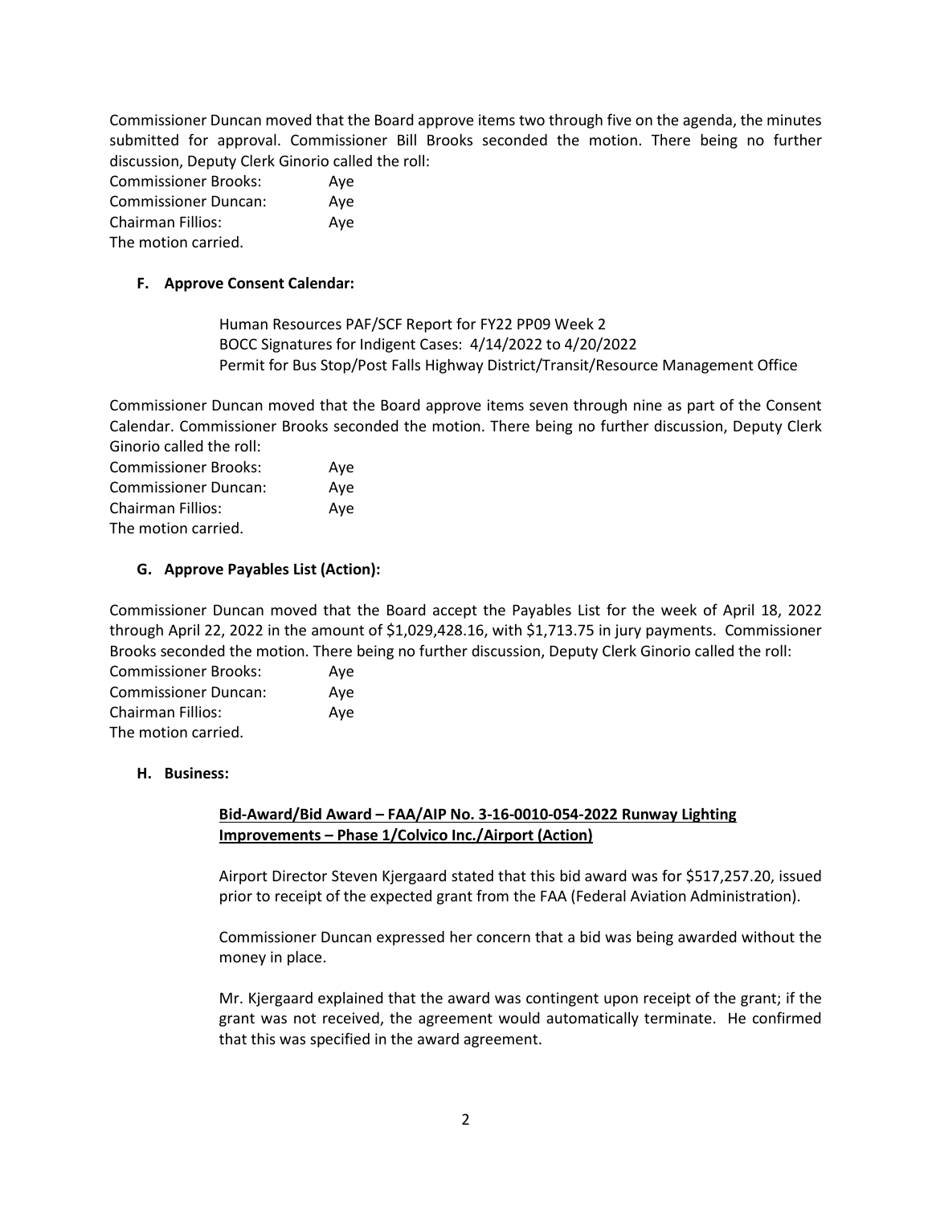Commissioner Duncan moved that the Board approve items two through five on the agenda, the minutes submitted for approval. Commissioner Bill Brooks seconded the motion. There being no further discussion, Deputy Clerk Ginorio called the roll:

Commissioner Brooks: Aye
Commissioner Duncan: Aye
Chairman Fillios: Aye
The motion carried.

### F. Approve Consent Calendar:

Human Resources PAF/SCF Report for FY22 PP09 Week 2
BOCC Signatures for Indigent Cases: 4/14/2022 to 4/20/2022
Permit for Bus Stop/Post Falls Highway District/Transit/Resource Management Office

Commissioner Duncan moved that the Board approve items seven through nine as part of the Consent Calendar. Commissioner Brooks seconded the motion. There being no further discussion, Deputy Clerk Ginorio called the roll:

Commissioner Brooks: Aye
Commissioner Duncan: Aye
Chairman Fillios: Aye
The motion carried.

### G. Approve Payables List (Action):

Commissioner Duncan moved that the Board accept the Payables List for the week of April 18, 2022 through April 22, 2022 in the amount of $1,029,428.16, with $1,713.75 in jury payments. Commissioner Brooks seconded the motion. There being no further discussion, Deputy Clerk Ginorio called the roll:

Commissioner Brooks: Aye
Commissioner Duncan: Aye
Chairman Fillios: Aye
The motion carried.

### H. Business:

**Bid-Award/Bid Award – FAA/AIP No. 3-16-0010-054-2022 Runway Lighting Improvements – Phase 1/Colvico Inc./Airport (Action)**

Airport Director Steven Kjergaard stated that this bid award was for $517,257.20, issued prior to receipt of the expected grant from the FAA (Federal Aviation Administration).

Commissioner Duncan expressed her concern that a bid was being awarded without the money in place.

Mr. Kjergaard explained that the award was contingent upon receipt of the grant; if the grant was not received, the agreement would automatically terminate. He confirmed that this was specified in the award agreement.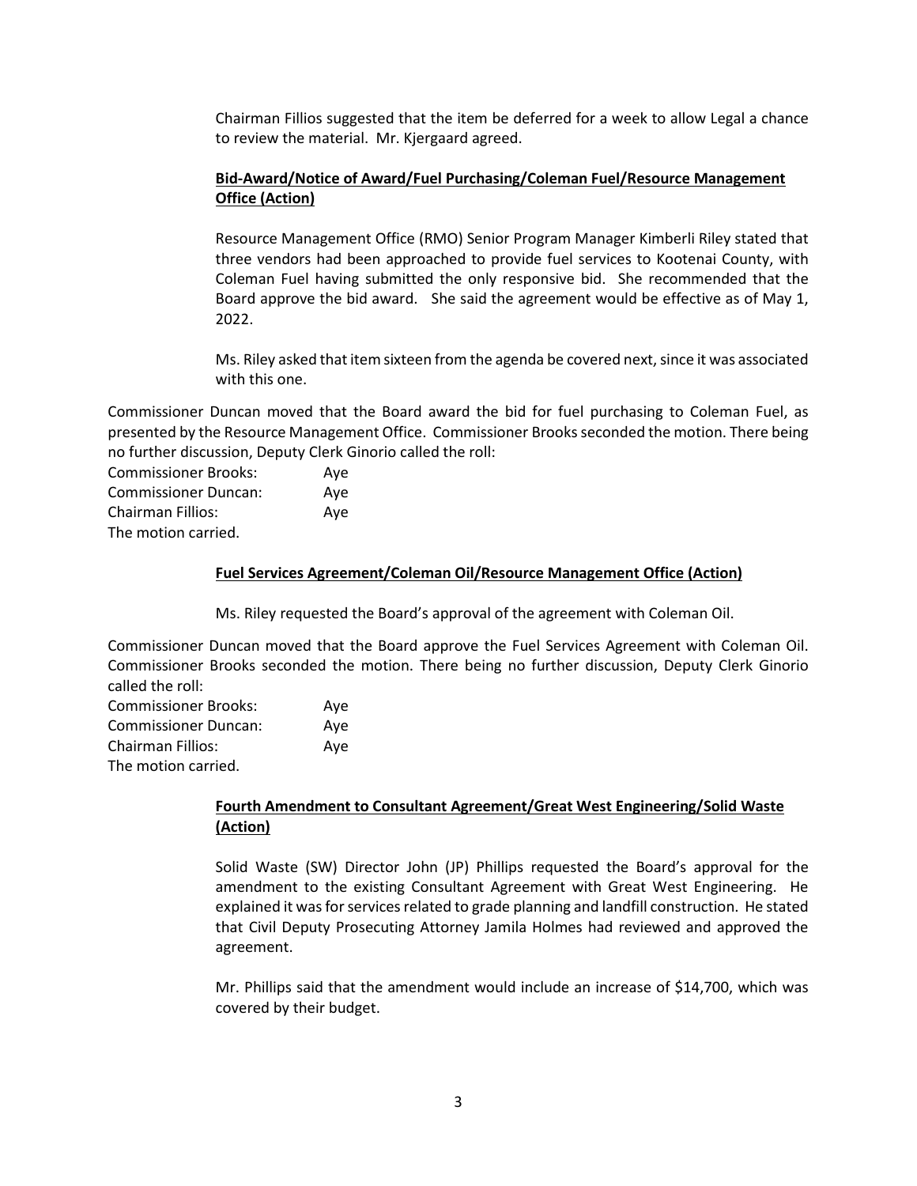Chairman Fillios suggested that the item be deferred for a week to allow Legal a chance to review the material. Mr. Kjergaard agreed.

**Bid-Award/Notice of Award/Fuel Purchasing/Coleman Fuel/Resource Management Office (Action)**

Resource Management Office (RMO) Senior Program Manager Kimberli Riley stated that three vendors had been approached to provide fuel services to Kootenai County, with Coleman Fuel having submitted the only responsive bid. She recommended that the Board approve the bid award. She said the agreement would be effective as of May 1, 2022.

Ms. Riley asked that item sixteen from the agenda be covered next, since it was associated with this one.

Commissioner Duncan moved that the Board award the bid for fuel purchasing to Coleman Fuel, as presented by the Resource Management Office. Commissioner Brooks seconded the motion. There being no further discussion, Deputy Clerk Ginorio called the roll:

Commissioner Brooks: Aye
Commissioner Duncan: Aye
Chairman Fillios: Aye
The motion carried.

**Fuel Services Agreement/Coleman Oil/Resource Management Office (Action)**

Ms. Riley requested the Board's approval of the agreement with Coleman Oil.

Commissioner Duncan moved that the Board approve the Fuel Services Agreement with Coleman Oil. Commissioner Brooks seconded the motion. There being no further discussion, Deputy Clerk Ginorio called the roll:

Commissioner Brooks: Aye
Commissioner Duncan: Aye
Chairman Fillios: Aye
The motion carried.

**Fourth Amendment to Consultant Agreement/Great West Engineering/Solid Waste (Action)**

Solid Waste (SW) Director John (JP) Phillips requested the Board's approval for the amendment to the existing Consultant Agreement with Great West Engineering. He explained it was for services related to grade planning and landfill construction. He stated that Civil Deputy Prosecuting Attorney Jamila Holmes had reviewed and approved the agreement.

Mr. Phillips said that the amendment would include an increase of $14,700, which was covered by their budget.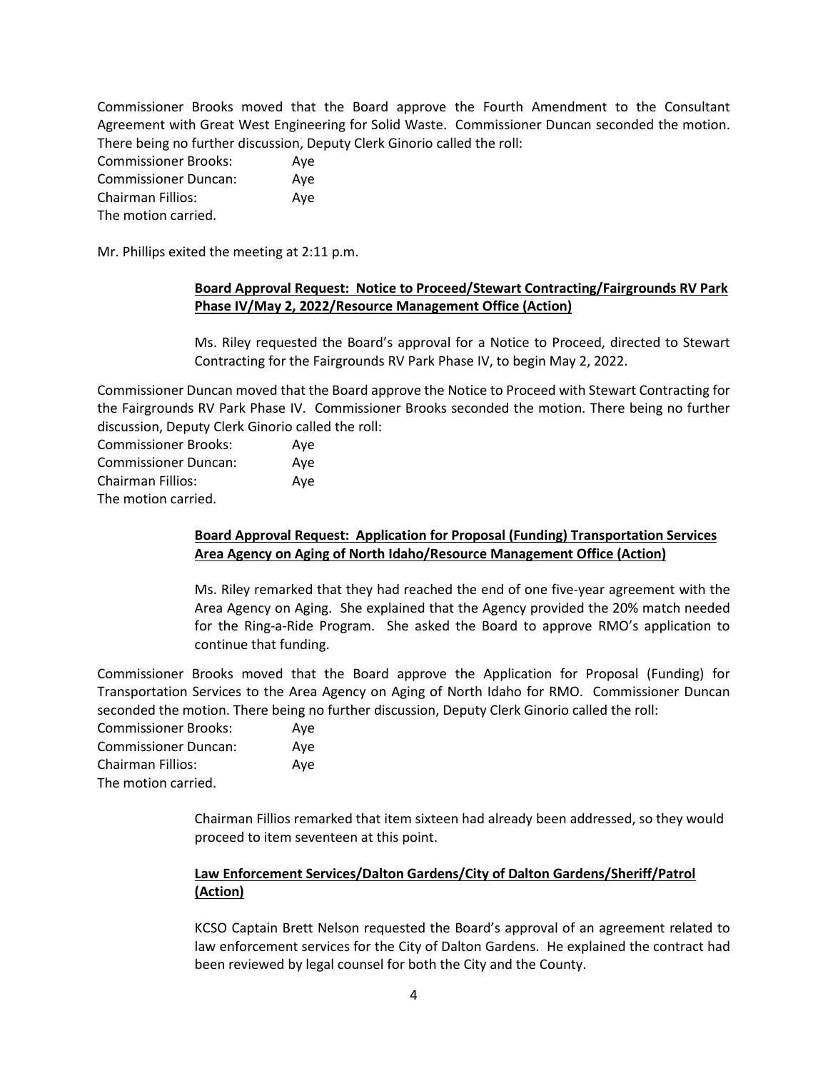Commissioner Brooks moved that the Board approve the Fourth Amendment to the Consultant Agreement with Great West Engineering for Solid Waste. Commissioner Duncan seconded the motion. There being no further discussion, Deputy Clerk Ginorio called the roll:

Commissioner Brooks: Aye
Commissioner Duncan: Aye
Chairman Fillios: Aye
The motion carried.

Mr. Phillips exited the meeting at 2:11 p.m.

**Board Approval Request: Notice to Proceed/Stewart Contracting/Fairgrounds RV Park Phase IV/May 2, 2022/Resource Management Office (Action)**

Ms. Riley requested the Board's approval for a Notice to Proceed, directed to Stewart Contracting for the Fairgrounds RV Park Phase IV, to begin May 2, 2022.

Commissioner Duncan moved that the Board approve the Notice to Proceed with Stewart Contracting for the Fairgrounds RV Park Phase IV. Commissioner Brooks seconded the motion. There being no further discussion, Deputy Clerk Ginorio called the roll:

Commissioner Brooks: Aye
Commissioner Duncan: Aye
Chairman Fillios: Aye
The motion carried.

**Board Approval Request: Application for Proposal (Funding) Transportation Services Area Agency on Aging of North Idaho/Resource Management Office (Action)**

Ms. Riley remarked that they had reached the end of one five-year agreement with the Area Agency on Aging. She explained that the Agency provided the 20% match needed for the Ring-a-Ride Program. She asked the Board to approve RMO's application to continue that funding.

Commissioner Brooks moved that the Board approve the Application for Proposal (Funding) for Transportation Services to the Area Agency on Aging of North Idaho for RMO. Commissioner Duncan seconded the motion. There being no further discussion, Deputy Clerk Ginorio called the roll:

Commissioner Brooks: Aye
Commissioner Duncan: Aye
Chairman Fillios: Aye
The motion carried.

Chairman Fillios remarked that item sixteen had already been addressed, so they would proceed to item seventeen at this point.

**Law Enforcement Services/Dalton Gardens/City of Dalton Gardens/Sheriff/Patrol (Action)**

KCSO Captain Brett Nelson requested the Board's approval of an agreement related to law enforcement services for the City of Dalton Gardens. He explained the contract had been reviewed by legal counsel for both the City and the County.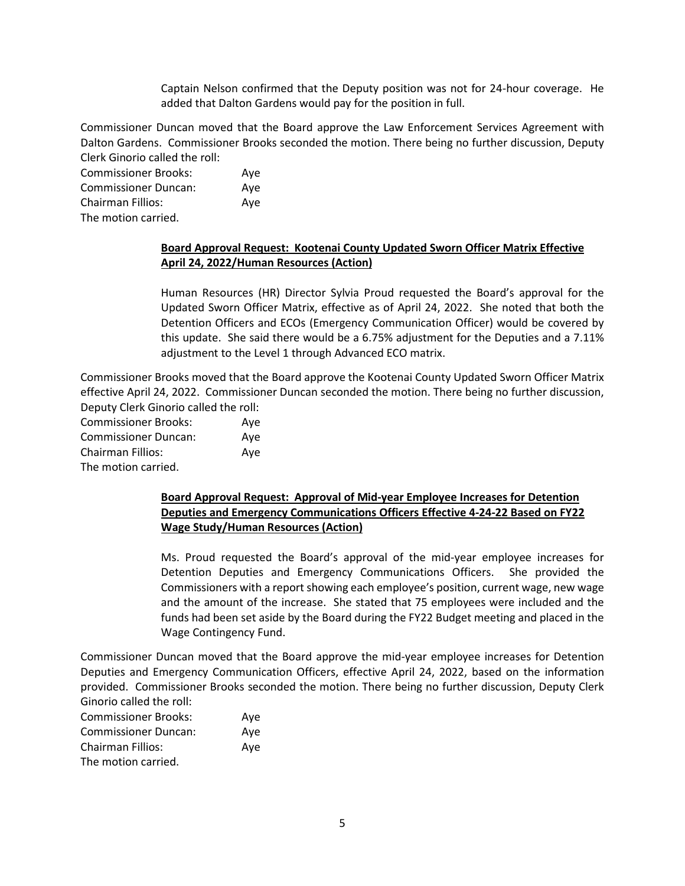Captain Nelson confirmed that the Deputy position was not for 24-hour coverage. He added that Dalton Gardens would pay for the position in full.

Commissioner Duncan moved that the Board approve the Law Enforcement Services Agreement with Dalton Gardens. Commissioner Brooks seconded the motion. There being no further discussion, Deputy Clerk Ginorio called the roll:

Commissioner Brooks: Aye
Commissioner Duncan: Aye
Chairman Fillios: Aye
The motion carried.

**Board Approval Request: Kootenai County Updated Sworn Officer Matrix Effective April 24, 2022/Human Resources (Action)**

Human Resources (HR) Director Sylvia Proud requested the Board's approval for the Updated Sworn Officer Matrix, effective as of April 24, 2022. She noted that both the Detention Officers and ECOs (Emergency Communication Officer) would be covered by this update. She said there would be a 6.75% adjustment for the Deputies and a 7.11% adjustment to the Level 1 through Advanced ECO matrix.

Commissioner Brooks moved that the Board approve the Kootenai County Updated Sworn Officer Matrix effective April 24, 2022. Commissioner Duncan seconded the motion. There being no further discussion, Deputy Clerk Ginorio called the roll:

Commissioner Brooks: Aye
Commissioner Duncan: Aye
Chairman Fillios: Aye
The motion carried.

**Board Approval Request: Approval of Mid-year Employee Increases for Detention Deputies and Emergency Communications Officers Effective 4-24-22 Based on FY22 Wage Study/Human Resources (Action)**

Ms. Proud requested the Board's approval of the mid-year employee increases for Detention Deputies and Emergency Communications Officers. She provided the Commissioners with a report showing each employee's position, current wage, new wage and the amount of the increase. She stated that 75 employees were included and the funds had been set aside by the Board during the FY22 Budget meeting and placed in the Wage Contingency Fund.

Commissioner Duncan moved that the Board approve the mid-year employee increases for Detention Deputies and Emergency Communication Officers, effective April 24, 2022, based on the information provided. Commissioner Brooks seconded the motion. There being no further discussion, Deputy Clerk Ginorio called the roll:

Commissioner Brooks: Aye
Commissioner Duncan: Aye
Chairman Fillios: Aye
The motion carried.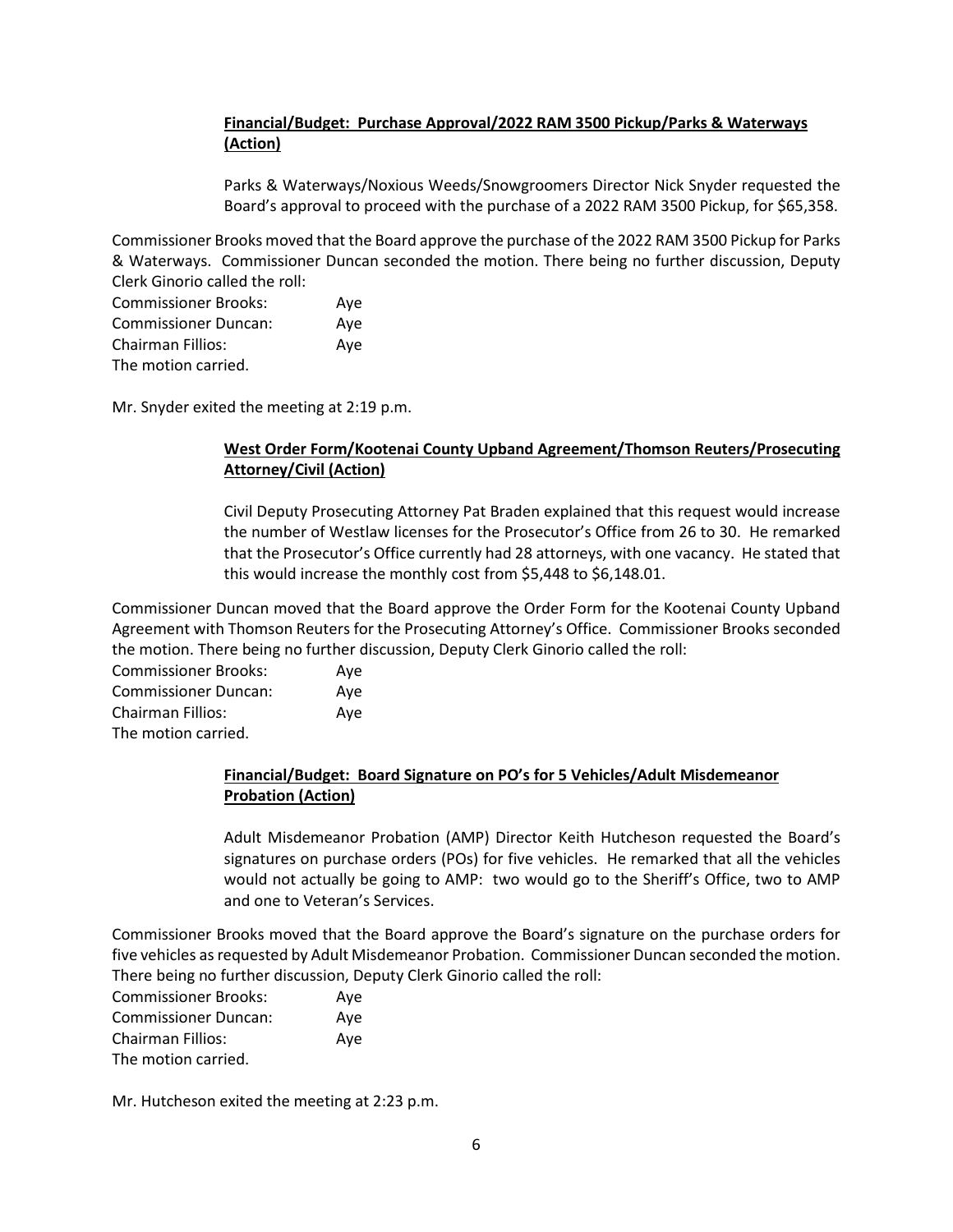**Financial/Budget: Purchase Approval/2022 RAM 3500 Pickup/Parks & Waterways (Action)**

Parks & Waterways/Noxious Weeds/Snowgroomers Director Nick Snyder requested the Board's approval to proceed with the purchase of a 2022 RAM 3500 Pickup, for $65,358.

Commissioner Brooks moved that the Board approve the purchase of the 2022 RAM 3500 Pickup for Parks & Waterways. Commissioner Duncan seconded the motion. There being no further discussion, Deputy Clerk Ginorio called the roll:

Commissioner Brooks: Aye
Commissioner Duncan: Aye
Chairman Fillios: Aye
The motion carried.

Mr. Snyder exited the meeting at 2:19 p.m.

**West Order Form/Kootenai County Upband Agreement/Thomson Reuters/Prosecuting Attorney/Civil (Action)**

Civil Deputy Prosecuting Attorney Pat Braden explained that this request would increase the number of Westlaw licenses for the Prosecutor's Office from 26 to 30. He remarked that the Prosecutor's Office currently had 28 attorneys, with one vacancy. He stated that this would increase the monthly cost from $5,448 to $6,148.01.

Commissioner Duncan moved that the Board approve the Order Form for the Kootenai County Upband Agreement with Thomson Reuters for the Prosecuting Attorney's Office. Commissioner Brooks seconded the motion. There being no further discussion, Deputy Clerk Ginorio called the roll:

Commissioner Brooks: Aye
Commissioner Duncan: Aye
Chairman Fillios: Aye
The motion carried.

**Financial/Budget: Board Signature on PO's for 5 Vehicles/Adult Misdemeanor Probation (Action)**

Adult Misdemeanor Probation (AMP) Director Keith Hutcheson requested the Board's signatures on purchase orders (POs) for five vehicles. He remarked that all the vehicles would not actually be going to AMP: two would go to the Sheriff's Office, two to AMP and one to Veteran's Services.

Commissioner Brooks moved that the Board approve the Board's signature on the purchase orders for five vehicles as requested by Adult Misdemeanor Probation. Commissioner Duncan seconded the motion. There being no further discussion, Deputy Clerk Ginorio called the roll:

Commissioner Brooks: Aye
Commissioner Duncan: Aye
Chairman Fillios: Aye
The motion carried.

Mr. Hutcheson exited the meeting at 2:23 p.m.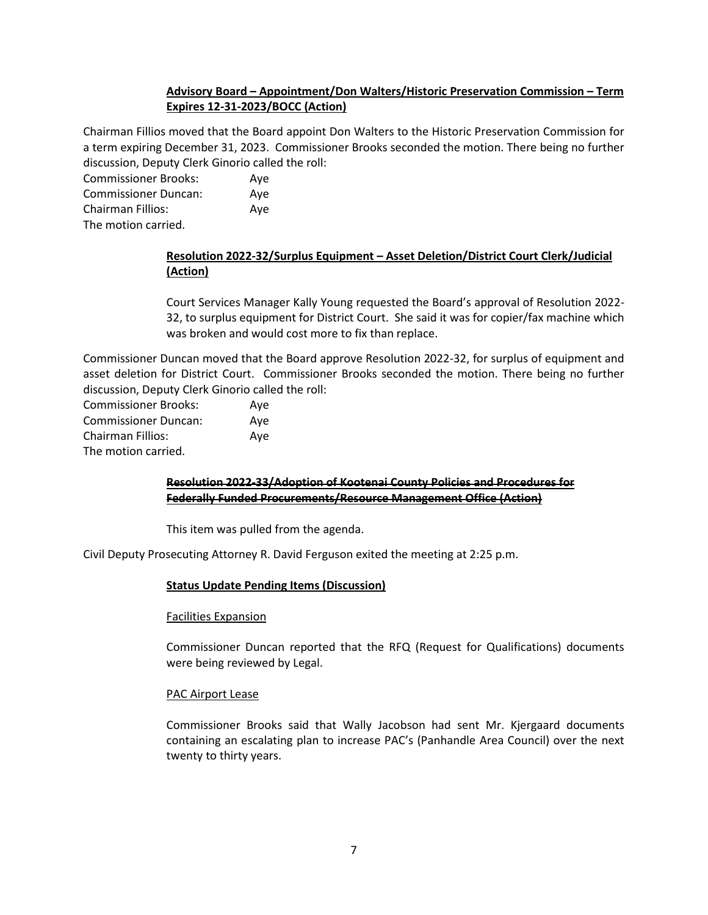**Advisory Board – Appointment/Don Walters/Historic Preservation Commission – Term Expires 12-31-2023/BOCC (Action)**

Chairman Fillios moved that the Board appoint Don Walters to the Historic Preservation Commission for a term expiring December 31, 2023. Commissioner Brooks seconded the motion. There being no further discussion, Deputy Clerk Ginorio called the roll:

Commissioner Brooks: Aye
Commissioner Duncan: Aye
Chairman Fillios: Aye
The motion carried.

**Resolution 2022-32/Surplus Equipment – Asset Deletion/District Court Clerk/Judicial (Action)**

Court Services Manager Kally Young requested the Board's approval of Resolution 2022-32, to surplus equipment for District Court. She said it was for copier/fax machine which was broken and would cost more to fix than replace.

Commissioner Duncan moved that the Board approve Resolution 2022-32, for surplus of equipment and asset deletion for District Court. Commissioner Brooks seconded the motion. There being no further discussion, Deputy Clerk Ginorio called the roll:

Commissioner Brooks: Aye
Commissioner Duncan: Aye
Chairman Fillios: Aye
The motion carried.

**~~Resolution 2022-33/Adoption of Kootenai County Policies and Procedures for Federally Funded Procurements/Resource Management Office (Action)~~**

This item was pulled from the agenda.

Civil Deputy Prosecuting Attorney R. David Ferguson exited the meeting at 2:25 p.m.

**Status Update Pending Items (Discussion)**

Facilities Expansion

Commissioner Duncan reported that the RFQ (Request for Qualifications) documents were being reviewed by Legal.

PAC Airport Lease

Commissioner Brooks said that Wally Jacobson had sent Mr. Kjergaard documents containing an escalating plan to increase PAC's (Panhandle Area Council) over the next twenty to thirty years.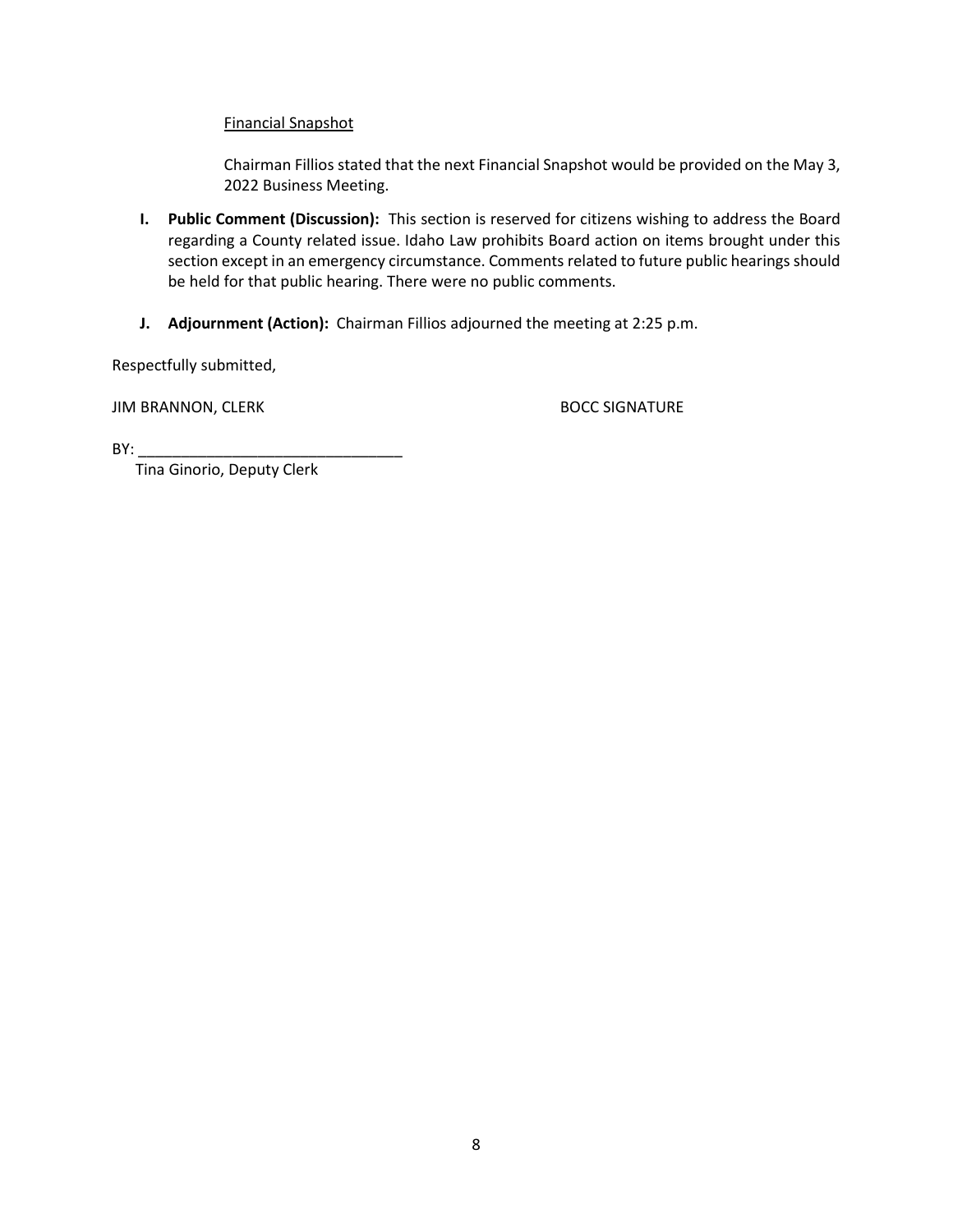Financial Snapshot

Chairman Fillios stated that the next Financial Snapshot would be provided on the May 3, 2022 Business Meeting.

**I. Public Comment (Discussion):** This section is reserved for citizens wishing to address the Board regarding a County related issue. Idaho Law prohibits Board action on items brought under this section except in an emergency circumstance. Comments related to future public hearings should be held for that public hearing. There were no public comments.

**J. Adjournment (Action):** Chairman Fillios adjourned the meeting at 2:25 p.m.

Respectfully submitted,

JIM BRANNON, CLERK BOCC SIGNATURE

BY: _______________________________
Tina Ginorio, Deputy Clerk